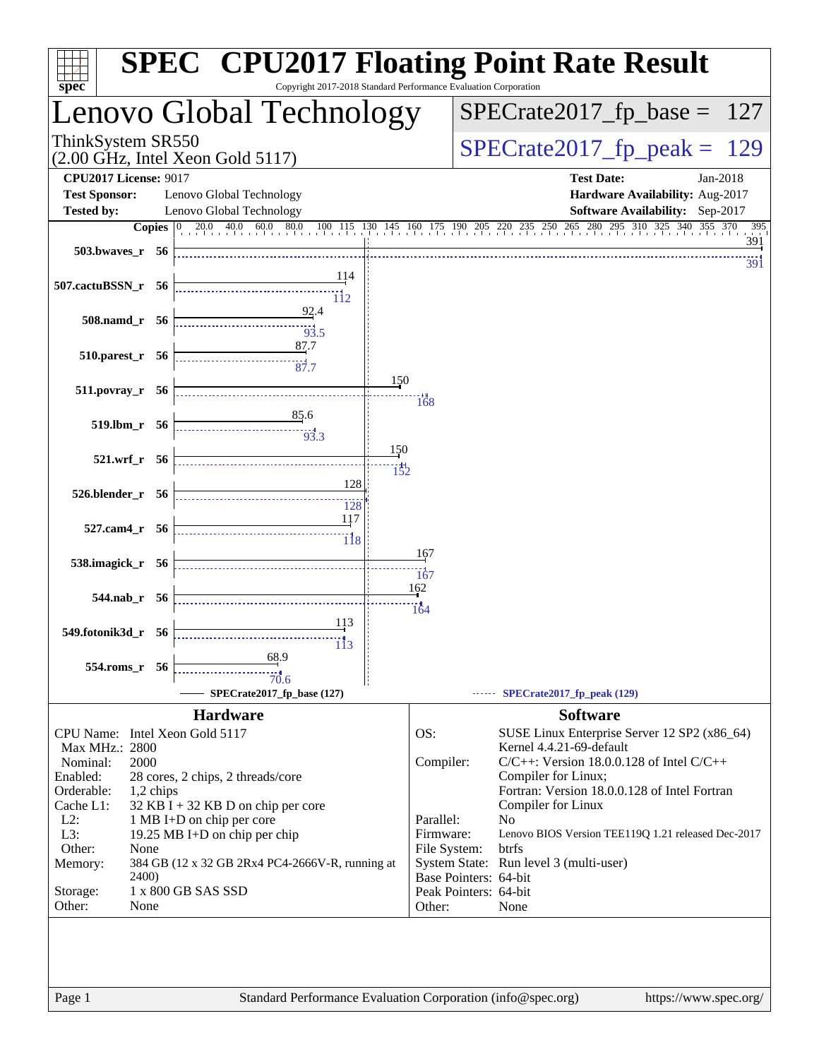# SPEC CPU2017 Floating Point Rate Result

Copyright 2017-2018 Standard Performance Evaluation Corporation

## Lenovo Global Technology

ThinkSystem SR550
(2.00 GHz, Intel Xeon Gold 5117)

**SPECrate2017_fp_base = 127**

**SPECrate2017_fp_peak = 129**

| | | | |
|---|---|---|---|
| **CPU2017 License:** | 9017 | **Test Date:** | Jan-2018 |
| **Test Sponsor:** | Lenovo Global Technology | **Hardware Availability:** | Aug-2017 |
| **Tested by:** | Lenovo Global Technology | **Software Availability:** | Sep-2017 |

| Benchmark | Copies | Base | Peak |
|---|---|---|---|
| 503.bwaves_r | 56 | 391 | 391 |
| 507.cactuBSSN_r | 56 | 114 | 112 |
| 508.namd_r | 56 | 92.4 | 93.5 |
| 510.parest_r | 56 | 87.7 | 87.7 |
| 511.povray_r | 56 | 150 | 168 |
| 519.lbm_r | 56 | 85.6 | 93.3 |
| 521.wrf_r | 56 | 150 | 152 |
| 526.blender_r | 56 | 128 | 128 |
| 527.cam4_r | 56 | 117 | 118 |
| 538.imagick_r | 56 | 167 | 167 |
| 544.nab_r | 56 | 162 | 164 |
| 549.fotonik3d_r | 56 | 113 | 113 |
| 554.roms_r | 56 | 68.9 | 70.6 |

SPECrate2017_fp_base (127) — SPECrate2017_fp_peak (129)

### Hardware

| | |
|---|---|
| CPU Name: | Intel Xeon Gold 5117 |
| Max MHz.: | 2800 |
| Nominal: | 2000 |
| Enabled: | 28 cores, 2 chips, 2 threads/core |
| Orderable: | 1,2 chips |
| Cache L1: | 32 KB I + 32 KB D on chip per core |
| L2: | 1 MB I+D on chip per core |
| L3: | 19.25 MB I+D on chip per chip |
| Other: | None |
| Memory: | 384 GB (12 x 32 GB 2Rx4 PC4-2666V-R, running at 2400) |
| Storage: | 1 x 800 GB SAS SSD |
| Other: | None |

### Software

| | |
|---|---|
| OS: | SUSE Linux Enterprise Server 12 SP2 (x86_64) Kernel 4.4.21-69-default |
| Compiler: | C/C++: Version 18.0.0.128 of Intel C/C++ Compiler for Linux; Fortran: Version 18.0.0.128 of Intel Fortran Compiler for Linux |
| Parallel: | No |
| Firmware: | Lenovo BIOS Version TEE119Q 1.21 released Dec-2017 |
| File System: | btrfs |
| System State: | Run level 3 (multi-user) |
| Base Pointers: | 64-bit |
| Peak Pointers: | 64-bit |
| Other: | None |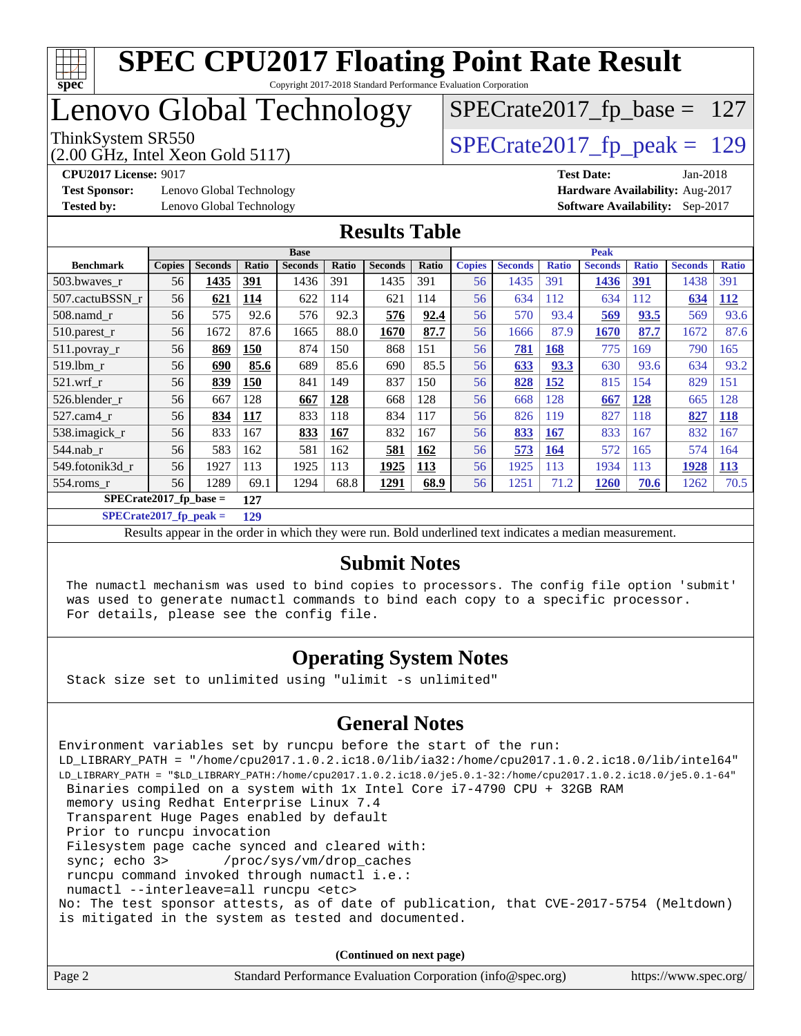# SPEC CPU2017 Floating Point Rate Result

Copyright 2017-2018 Standard Performance Evaluation Corporation

# Lenovo Global Technology

ThinkSystem SR550
(2.00 GHz, Intel Xeon Gold 5117)

SPECrate2017_fp_base = 127

SPECrate2017_fp_peak = 129

**CPU2017 License:** 9017
**Test Sponsor:** Lenovo Global Technology
**Tested by:** Lenovo Global Technology

**Test Date:** Jan-2018
**Hardware Availability:** Aug-2017
**Software Availability:** Sep-2017

## Results Table

| | Base | | | | | | | Peak | | | | | | |
|---|---|---|---|---|---|---|---|---|---|---|---|---|---|---|
| **Benchmark** | **Copies** | **Seconds** | **Ratio** | **Seconds** | **Ratio** | **Seconds** | **Ratio** | **Copies** | **Seconds** | **Ratio** | **Seconds** | **Ratio** | **Seconds** | **Ratio** |
| 503.bwaves_r | 56 | **1435** | **391** | 1436 | 391 | 1435 | 391 | 56 | 1435 | 391 | **1436** | **391** | 1438 | 391 |
| 507.cactuBSSN_r | 56 | **621** | **114** | 622 | 114 | 621 | 114 | 56 | 634 | 112 | 634 | 112 | **634** | **112** |
| 508.namd_r | 56 | 575 | 92.6 | 576 | 92.3 | **576** | **92.4** | 56 | 570 | 93.4 | **569** | **93.5** | 569 | 93.6 |
| 510.parest_r | 56 | 1672 | 87.6 | 1665 | 88.0 | **1670** | **87.7** | 56 | 1666 | 87.9 | **1670** | **87.7** | 1672 | 87.6 |
| 511.povray_r | 56 | **869** | **150** | 874 | 150 | 868 | 151 | 56 | **781** | **168** | 775 | 169 | 790 | 165 |
| 519.lbm_r | 56 | **690** | **85.6** | 689 | 85.6 | 690 | 85.5 | 56 | **633** | **93.3** | 630 | 93.6 | 634 | 93.2 |
| 521.wrf_r | 56 | **839** | **150** | 841 | 149 | 837 | 150 | 56 | **828** | **152** | 815 | 154 | 829 | 151 |
| 526.blender_r | 56 | 667 | 128 | **667** | **128** | 668 | 128 | 56 | 668 | 128 | **667** | **128** | 665 | 128 |
| 527.cam4_r | 56 | **834** | **117** | 833 | 118 | 834 | 117 | 56 | 826 | 119 | 827 | 118 | **827** | **118** |
| 538.imagick_r | 56 | 833 | 167 | **833** | **167** | 832 | 167 | 56 | **833** | **167** | 833 | 167 | 832 | 167 |
| 544.nab_r | 56 | 583 | 162 | 581 | 162 | **581** | **162** | 56 | **573** | **164** | 572 | 165 | 574 | 164 |
| 549.fotonik3d_r | 56 | 1927 | 113 | 1925 | 113 | **1925** | **113** | 56 | 1925 | 113 | 1934 | 113 | **1928** | **113** |
| 554.roms_r | 56 | 1289 | 69.1 | 1294 | 68.8 | **1291** | **68.9** | 56 | 1251 | 71.2 | **1260** | **70.6** | 1262 | 70.5 |

**SPECrate2017_fp_base =** **127**

**SPECrate2017_fp_peak =** **129**

Results appear in the order in which they were run. Bold underlined text indicates a median measurement.

## Submit Notes

```
The numactl mechanism was used to bind copies to processors. The config file option 'submit'
was used to generate numactl commands to bind each copy to a specific processor.
For details, please see the config file.
```

## Operating System Notes

```
Stack size set to unlimited using "ulimit -s unlimited"
```

## General Notes

```
Environment variables set by runcpu before the start of the run:
LD_LIBRARY_PATH = "/home/cpu2017.1.0.2.ic18.0/lib/ia32:/home/cpu2017.1.0.2.ic18.0/lib/intel64"
LD_LIBRARY_PATH = "$LD_LIBRARY_PATH:/home/cpu2017.1.0.2.ic18.0/je5.0.1-32:/home/cpu2017.1.0.2.ic18.0/je5.0.1-64"
 Binaries compiled on a system with 1x Intel Core i7-4790 CPU + 32GB RAM
 memory using Redhat Enterprise Linux 7.4
 Transparent Huge Pages enabled by default
 Prior to runcpu invocation
 Filesystem page cache synced and cleared with:
 sync; echo 3>       /proc/sys/vm/drop_caches
 runcpu command invoked through numactl i.e.:
 numactl --interleave=all runcpu <etc>
No: The test sponsor attests, as of date of publication, that CVE-2017-5754 (Meltdown)
is mitigated in the system as tested and documented.
```

**(Continued on next page)**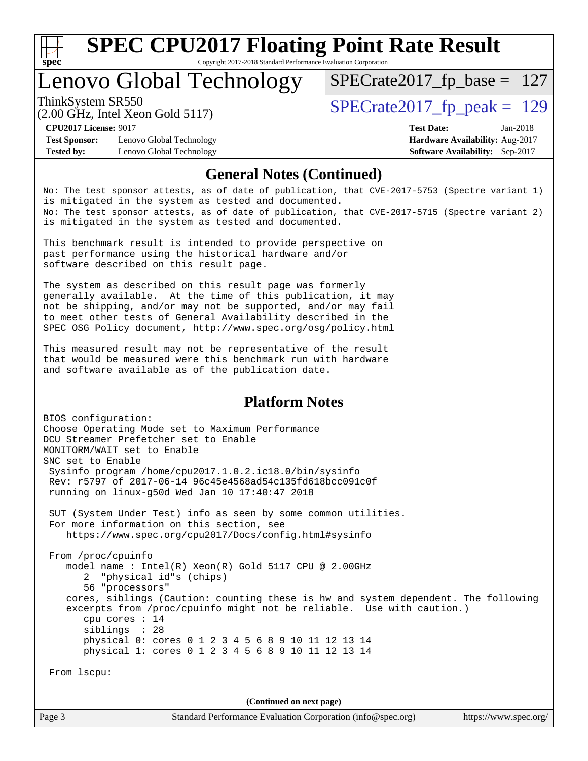# SPEC CPU2017 Floating Point Rate Result

Copyright 2017-2018 Standard Performance Evaluation Corporation

## Lenovo Global Technology

ThinkSystem SR550
(2.00 GHz, Intel Xeon Gold 5117)

SPECrate2017_fp_base = 127

SPECrate2017_fp_peak = 129

**CPU2017 License:** 9017
**Test Sponsor:** Lenovo Global Technology
**Tested by:** Lenovo Global Technology

**Test Date:** Jan-2018
**Hardware Availability:** Aug-2017
**Software Availability:** Sep-2017

### General Notes (Continued)

```
No: The test sponsor attests, as of date of publication, that CVE-2017-5753 (Spectre variant 1)
is mitigated in the system as tested and documented.
No: The test sponsor attests, as of date of publication, that CVE-2017-5715 (Spectre variant 2)
is mitigated in the system as tested and documented.

This benchmark result is intended to provide perspective on
past performance using the historical hardware and/or
software described on this result page.

The system as described on this result page was formerly
generally available.  At the time of this publication, it may
not be shipping, and/or may not be supported, and/or may fail
to meet other tests of General Availability described in the
SPEC OSG Policy document, http://www.spec.org/osg/policy.html

This measured result may not be representative of the result
that would be measured were this benchmark run with hardware
and software available as of the publication date.
```

### Platform Notes

```
BIOS configuration:
Choose Operating Mode set to Maximum Performance
DCU Streamer Prefetcher set to Enable
MONITORM/WAIT set to Enable
SNC set to Enable
 Sysinfo program /home/cpu2017.1.0.2.ic18.0/bin/sysinfo
 Rev: r5797 of 2017-06-14 96c45e4568ad54c135fd618bcc091c0f
 running on linux-g50d Wed Jan 10 17:40:47 2018

 SUT (System Under Test) info as seen by some common utilities.
 For more information on this section, see
    https://www.spec.org/cpu2017/Docs/config.html#sysinfo

 From /proc/cpuinfo
    model name : Intel(R) Xeon(R) Gold 5117 CPU @ 2.00GHz
       2  "physical id"s (chips)
       56 "processors"
    cores, siblings (Caution: counting these is hw and system dependent. The following
    excerpts from /proc/cpuinfo might not be reliable.  Use with caution.)
       cpu cores : 14
       siblings  : 28
       physical 0: cores 0 1 2 3 4 5 6 8 9 10 11 12 13 14
       physical 1: cores 0 1 2 3 4 5 6 8 9 10 11 12 13 14

 From lscpu:
```

(Continued on next page)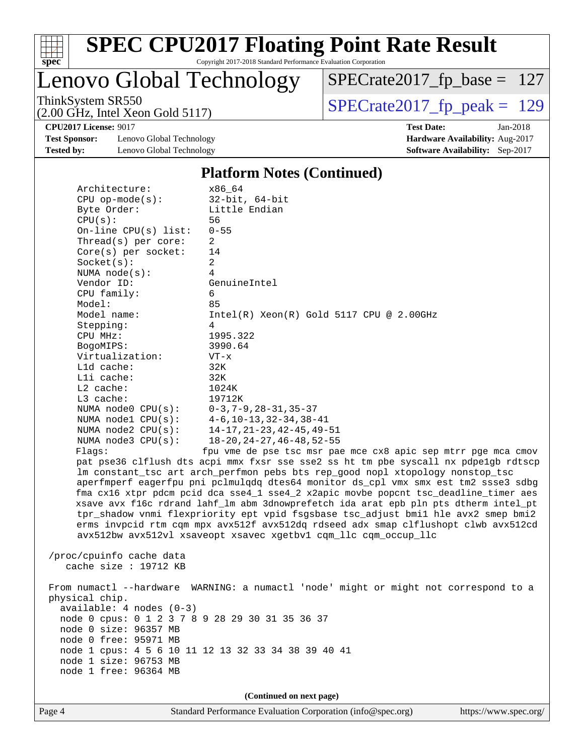## Platform Notes (Continued)

```
Architecture:          x86_64
CPU op-mode(s):        32-bit, 64-bit
Byte Order:            Little Endian
CPU(s):                56
On-line CPU(s) list:   0-55
Thread(s) per core:    2
Core(s) per socket:    14
Socket(s):             2
NUMA node(s):          4
Vendor ID:             GenuineIntel
CPU family:            6
Model:                 85
Model name:            Intel(R) Xeon(R) Gold 5117 CPU @ 2.00GHz
Stepping:              4
CPU MHz:               1995.322
BogoMIPS:              3990.64
Virtualization:        VT-x
L1d cache:             32K
L1i cache:             32K
L2 cache:              1024K
L3 cache:              19712K
NUMA node0 CPU(s):     0-3,7-9,28-31,35-37
NUMA node1 CPU(s):     4-6,10-13,32-34,38-41
NUMA node2 CPU(s):     14-17,21-23,42-45,49-51
NUMA node3 CPU(s):     18-20,24-27,46-48,52-55
Flags:                 fpu vme de pse tsc msr pae mce cx8 apic sep mtrr pge mca cmov
pat pse36 clflush dts acpi mmx fxsr sse sse2 ss ht tm pbe syscall nx pdpe1gb rdtscp
lm constant_tsc art arch_perfmon pebs bts rep_good nopl xtopology nonstop_tsc
aperfmperf eagerfpu pni pclmulqdq dtes64 monitor ds_cpl vmx smx est tm2 ssse3 sdbg
fma cx16 xtpr pdcm pcid dca sse4_1 sse4_2 x2apic movbe popcnt tsc_deadline_timer aes
xsave avx f16c rdrand lahf_lm abm 3dnowprefetch ida arat epb pln pts dtherm intel_pt
tpr_shadow vnmi flexpriority ept vpid fsgsbase tsc_adjust bmi1 hle avx2 smep bmi2
erms invpcid rtm cqm mpx avx512f avx512dq rdseed adx smap clflushopt clwb avx512cd
avx512bw avx512vl xsaveopt xsavec xgetbv1 cqm_llc cqm_occup_llc

/proc/cpuinfo cache data
   cache size : 19712 KB

From numactl --hardware  WARNING: a numactl 'node' might or might not correspond to a
physical chip.
  available: 4 nodes (0-3)
  node 0 cpus: 0 1 2 3 7 8 9 28 29 30 31 35 36 37
  node 0 size: 96357 MB
  node 0 free: 95971 MB
  node 1 cpus: 4 5 6 10 11 12 13 32 33 34 38 39 40 41
  node 1 size: 96753 MB
  node 1 free: 96364 MB
```

(Continued on next page)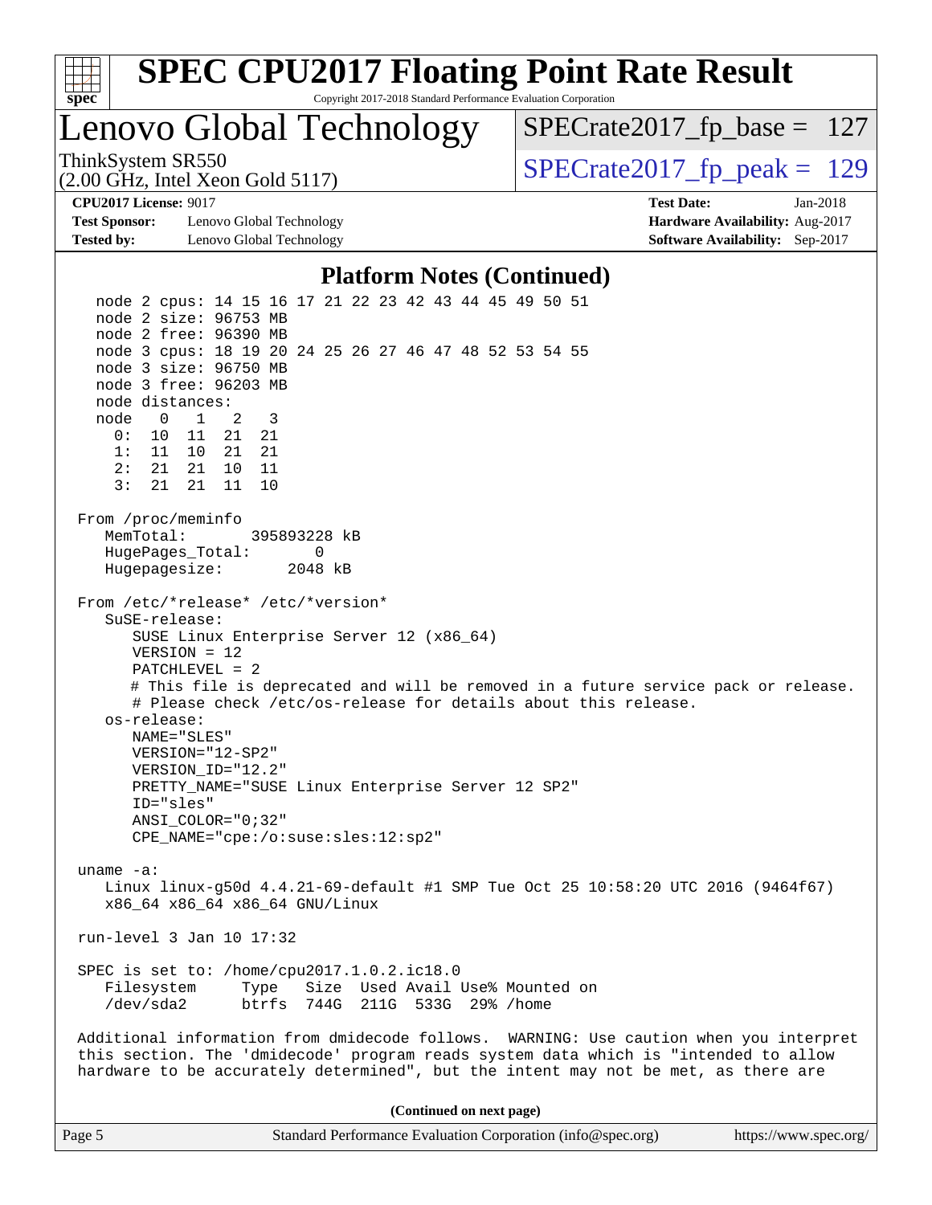# SPEC CPU2017 Floating Point Rate Result

Copyright 2017-2018 Standard Performance Evaluation Corporation

## Lenovo Global Technology

ThinkSystem SR550
(2.00 GHz, Intel Xeon Gold 5117)

SPECrate2017_fp_base = 127

SPECrate2017_fp_peak = 129

**CPU2017 License:** 9017
**Test Sponsor:** Lenovo Global Technology
**Tested by:** Lenovo Global Technology

**Test Date:** Jan-2018
**Hardware Availability:** Aug-2017
**Software Availability:** Sep-2017

### Platform Notes (Continued)

```
   node 2 cpus: 14 15 16 17 21 22 23 42 43 44 45 49 50 51
   node 2 size: 96753 MB
   node 2 free: 96390 MB
   node 3 cpus: 18 19 20 24 25 26 27 46 47 48 52 53 54 55
   node 3 size: 96750 MB
   node 3 free: 96203 MB
   node distances:
   node   0   1   2   3
     0:  10  11  21  21
     1:  11  10  21  21
     2:  21  21  10  11
     3:  21  21  11  10

 From /proc/meminfo
    MemTotal:       395893228 kB
    HugePages_Total:       0
    Hugepagesize:       2048 kB

 From /etc/*release* /etc/*version*
    SuSE-release:
       SUSE Linux Enterprise Server 12 (x86_64)
       VERSION = 12
       PATCHLEVEL = 2
       # This file is deprecated and will be removed in a future service pack or release.
       # Please check /etc/os-release for details about this release.
    os-release:
       NAME="SLES"
       VERSION="12-SP2"
       VERSION_ID="12.2"
       PRETTY_NAME="SUSE Linux Enterprise Server 12 SP2"
       ID="sles"
       ANSI_COLOR="0;32"
       CPE_NAME="cpe:/o:suse:sles:12:sp2"

 uname -a:
    Linux linux-g50d 4.4.21-69-default #1 SMP Tue Oct 25 10:58:20 UTC 2016 (9464f67)
    x86_64 x86_64 x86_64 GNU/Linux

 run-level 3 Jan 10 17:32

 SPEC is set to: /home/cpu2017.1.0.2.ic18.0
    Filesystem     Type   Size  Used Avail Use% Mounted on
    /dev/sda2      btrfs  744G  211G  533G  29% /home

 Additional information from dmidecode follows.  WARNING: Use caution when you interpret
 this section. The 'dmidecode' program reads system data which is "intended to allow
 hardware to be accurately determined", but the intent may not be met, as there are
```

**(Continued on next page)**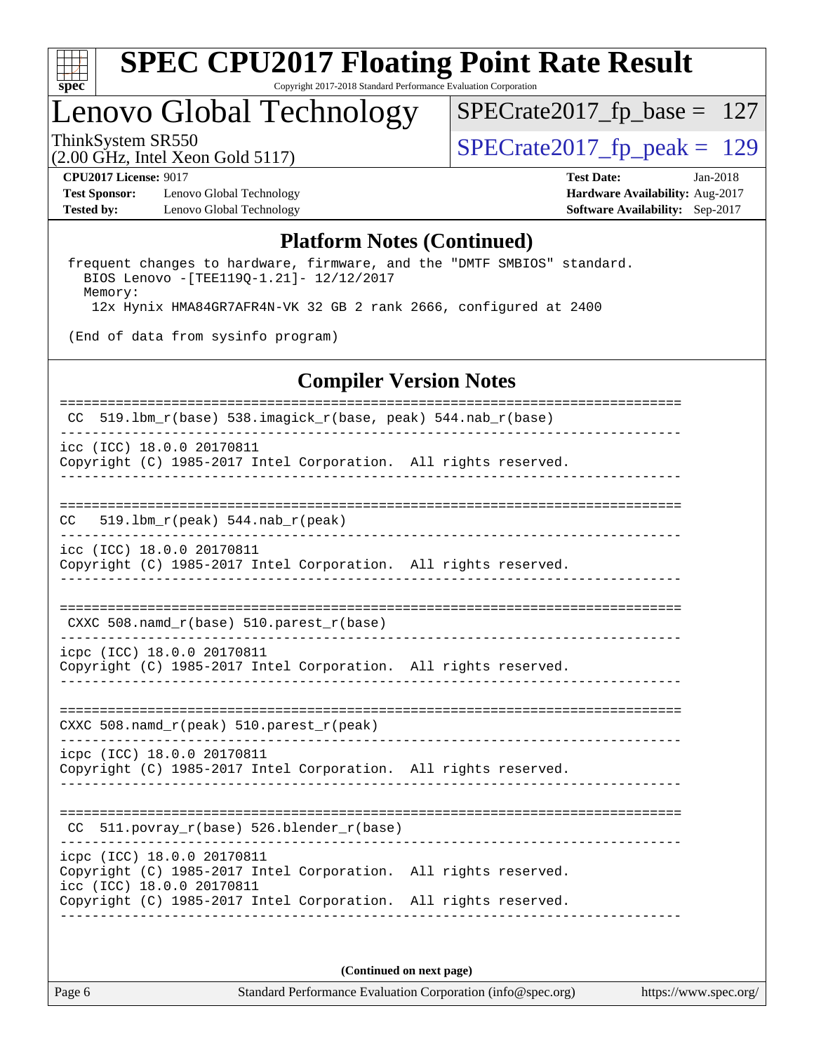## Platform Notes (Continued)

```
 frequent changes to hardware, firmware, and the "DMTF SMBIOS" standard.
   BIOS Lenovo -[TEE119Q-1.21]- 12/12/2017
   Memory:
    12x Hynix HMA84GR7AFR4N-VK 32 GB 2 rank 2666, configured at 2400

 (End of data from sysinfo program)
```

## Compiler Version Notes

```
==============================================================================
 CC  519.lbm_r(base) 538.imagick_r(base, peak) 544.nab_r(base)
------------------------------------------------------------------------------
icc (ICC) 18.0.0 20170811
Copyright (C) 1985-2017 Intel Corporation.  All rights reserved.
------------------------------------------------------------------------------

==============================================================================
CC   519.lbm_r(peak) 544.nab_r(peak)
------------------------------------------------------------------------------
icc (ICC) 18.0.0 20170811
Copyright (C) 1985-2017 Intel Corporation.  All rights reserved.
------------------------------------------------------------------------------

==============================================================================
 CXXC 508.namd_r(base) 510.parest_r(base)
------------------------------------------------------------------------------
icpc (ICC) 18.0.0 20170811
Copyright (C) 1985-2017 Intel Corporation.  All rights reserved.
------------------------------------------------------------------------------

==============================================================================
CXXC 508.namd_r(peak) 510.parest_r(peak)
------------------------------------------------------------------------------
icpc (ICC) 18.0.0 20170811
Copyright (C) 1985-2017 Intel Corporation.  All rights reserved.
------------------------------------------------------------------------------

==============================================================================
 CC  511.povray_r(base) 526.blender_r(base)
------------------------------------------------------------------------------
icpc (ICC) 18.0.0 20170811
Copyright (C) 1985-2017 Intel Corporation.  All rights reserved.
icc (ICC) 18.0.0 20170811
Copyright (C) 1985-2017 Intel Corporation.  All rights reserved.
------------------------------------------------------------------------------
```

**(Continued on next page)**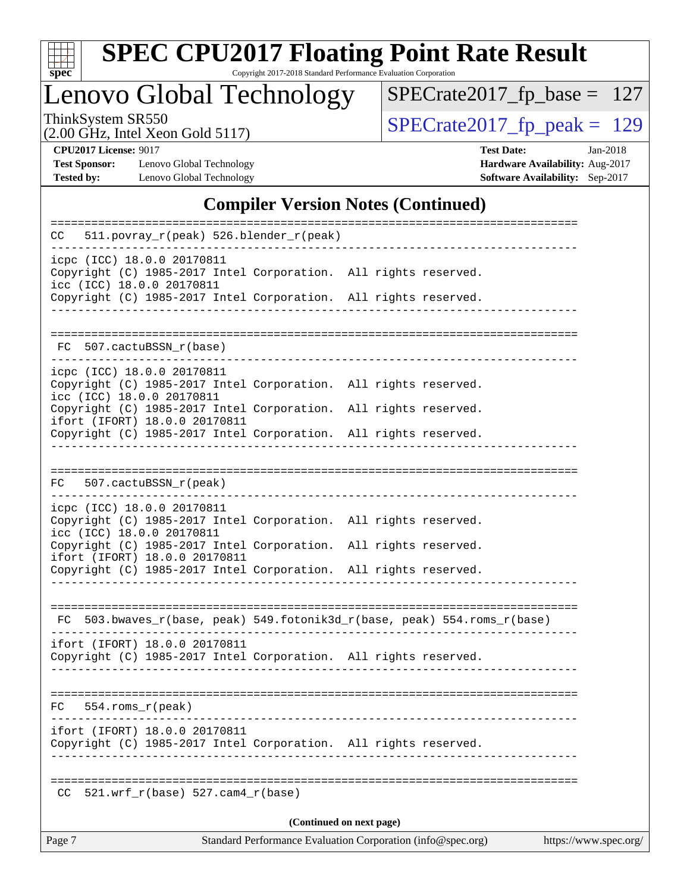# Lenovo Global Technology

ThinkSystem SR550
(2.00 GHz, Intel Xeon Gold 5117)

SPECrate2017_fp_base = 127

SPECrate2017_fp_peak = 129

**CPU2017 License:** 9017
**Test Sponsor:** Lenovo Global Technology
**Tested by:** Lenovo Global Technology

**Test Date:** Jan-2018
**Hardware Availability:** Aug-2017
**Software Availability:** Sep-2017

## Compiler Version Notes (Continued)

```
==============================================================================
CC  511.povray_r(peak) 526.blender_r(peak)
------------------------------------------------------------------------------
icpc (ICC) 18.0.0 20170811
Copyright (C) 1985-2017 Intel Corporation.  All rights reserved.
icc (ICC) 18.0.0 20170811
Copyright (C) 1985-2017 Intel Corporation.  All rights reserved.
------------------------------------------------------------------------------

==============================================================================
 FC  507.cactuBSSN_r(base)
------------------------------------------------------------------------------
icpc (ICC) 18.0.0 20170811
Copyright (C) 1985-2017 Intel Corporation.  All rights reserved.
icc (ICC) 18.0.0 20170811
Copyright (C) 1985-2017 Intel Corporation.  All rights reserved.
ifort (IFORT) 18.0.0 20170811
Copyright (C) 1985-2017 Intel Corporation.  All rights reserved.
------------------------------------------------------------------------------

==============================================================================
FC  507.cactuBSSN_r(peak)
------------------------------------------------------------------------------
icpc (ICC) 18.0.0 20170811
Copyright (C) 1985-2017 Intel Corporation.  All rights reserved.
icc (ICC) 18.0.0 20170811
Copyright (C) 1985-2017 Intel Corporation.  All rights reserved.
ifort (IFORT) 18.0.0 20170811
Copyright (C) 1985-2017 Intel Corporation.  All rights reserved.
------------------------------------------------------------------------------

==============================================================================
 FC  503.bwaves_r(base, peak) 549.fotonik3d_r(base, peak) 554.roms_r(base)
------------------------------------------------------------------------------
ifort (IFORT) 18.0.0 20170811
Copyright (C) 1985-2017 Intel Corporation.  All rights reserved.
------------------------------------------------------------------------------

==============================================================================
FC  554.roms_r(peak)
------------------------------------------------------------------------------
ifort (IFORT) 18.0.0 20170811
Copyright (C) 1985-2017 Intel Corporation.  All rights reserved.
------------------------------------------------------------------------------

==============================================================================
 CC  521.wrf_r(base) 527.cam4_r(base)
```

**(Continued on next page)**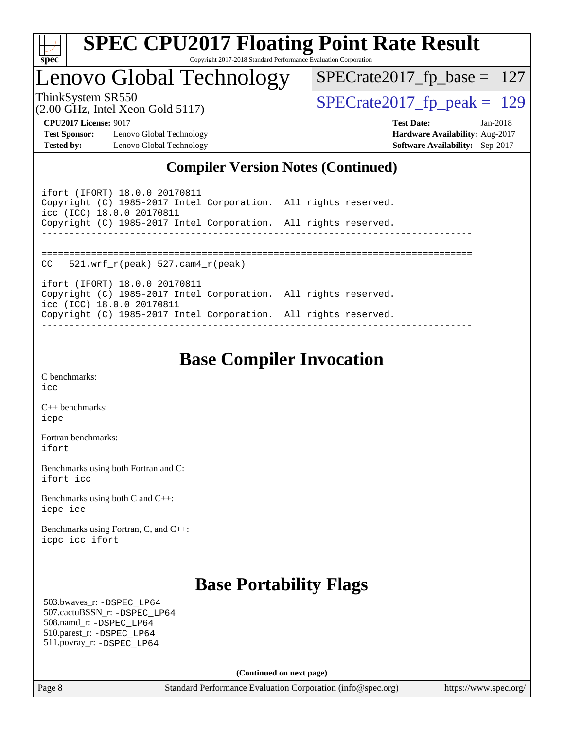## Compiler Version Notes (Continued)

```
------------------------------------------------------------------------------
ifort (IFORT) 18.0.0 20170811
Copyright (C) 1985-2017 Intel Corporation.  All rights reserved.
icc (ICC) 18.0.0 20170811
Copyright (C) 1985-2017 Intel Corporation.  All rights reserved.
------------------------------------------------------------------------------

==============================================================================
CC   521.wrf_r(peak) 527.cam4_r(peak)
------------------------------------------------------------------------------
ifort (IFORT) 18.0.0 20170811
Copyright (C) 1985-2017 Intel Corporation.  All rights reserved.
icc (ICC) 18.0.0 20170811
Copyright (C) 1985-2017 Intel Corporation.  All rights reserved.
------------------------------------------------------------------------------
```

## Base Compiler Invocation

C benchmarks:
icc

C++ benchmarks:
icpc

Fortran benchmarks:
ifort

Benchmarks using both Fortran and C:
ifort icc

Benchmarks using both C and C++:
icpc icc

Benchmarks using Fortran, C, and C++:
icpc icc ifort

## Base Portability Flags

503.bwaves_r: -DSPEC_LP64
507.cactuBSSN_r: -DSPEC_LP64
508.namd_r: -DSPEC_LP64
510.parest_r: -DSPEC_LP64
511.povray_r: -DSPEC_LP64

**(Continued on next page)**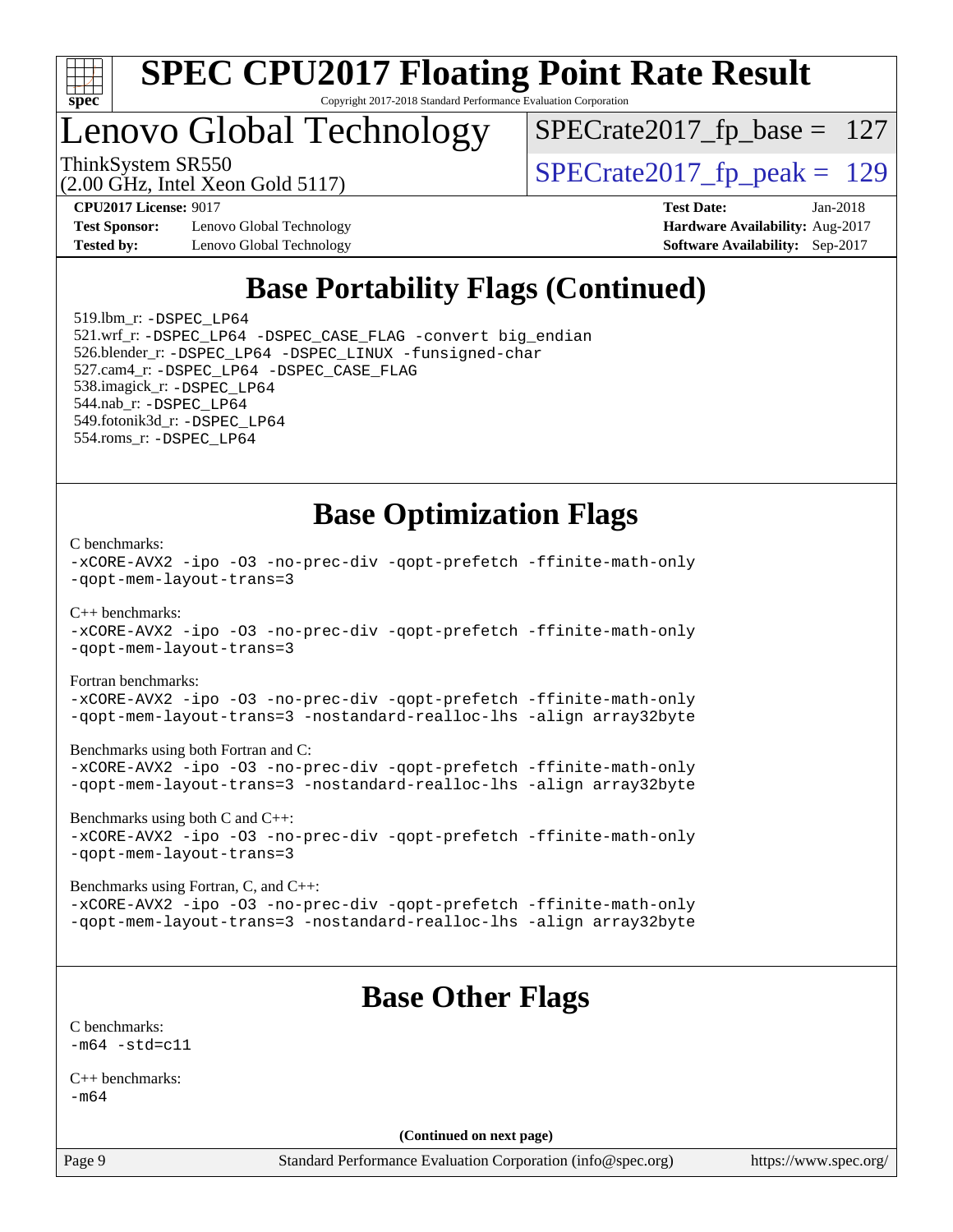# SPEC CPU2017 Floating Point Rate Result

Copyright 2017-2018 Standard Performance Evaluation Corporation

## Lenovo Global Technology

ThinkSystem SR550
(2.00 GHz, Intel Xeon Gold 5117)

SPECrate2017_fp_base = 127

SPECrate2017_fp_peak = 129

**CPU2017 License:** 9017
**Test Sponsor:** Lenovo Global Technology
**Tested by:** Lenovo Global Technology

**Test Date:** Jan-2018
**Hardware Availability:** Aug-2017
**Software Availability:** Sep-2017

## Base Portability Flags (Continued)

519.lbm_r: `-DSPEC_LP64`
521.wrf_r: `-DSPEC_LP64 -DSPEC_CASE_FLAG -convert big_endian`
526.blender_r: `-DSPEC_LP64 -DSPEC_LINUX -funsigned-char`
527.cam4_r: `-DSPEC_LP64 -DSPEC_CASE_FLAG`
538.imagick_r: `-DSPEC_LP64`
544.nab_r: `-DSPEC_LP64`
549.fotonik3d_r: `-DSPEC_LP64`
554.roms_r: `-DSPEC_LP64`

## Base Optimization Flags

C benchmarks:
```
-xCORE-AVX2 -ipo -O3 -no-prec-div -qopt-prefetch -ffinite-math-only
-qopt-mem-layout-trans=3
```

C++ benchmarks:
```
-xCORE-AVX2 -ipo -O3 -no-prec-div -qopt-prefetch -ffinite-math-only
-qopt-mem-layout-trans=3
```

Fortran benchmarks:
```
-xCORE-AVX2 -ipo -O3 -no-prec-div -qopt-prefetch -ffinite-math-only
-qopt-mem-layout-trans=3 -nostandard-realloc-lhs -align array32byte
```

Benchmarks using both Fortran and C:
```
-xCORE-AVX2 -ipo -O3 -no-prec-div -qopt-prefetch -ffinite-math-only
-qopt-mem-layout-trans=3 -nostandard-realloc-lhs -align array32byte
```

Benchmarks using both C and C++:
```
-xCORE-AVX2 -ipo -O3 -no-prec-div -qopt-prefetch -ffinite-math-only
-qopt-mem-layout-trans=3
```

Benchmarks using Fortran, C, and C++:
```
-xCORE-AVX2 -ipo -O3 -no-prec-div -qopt-prefetch -ffinite-math-only
-qopt-mem-layout-trans=3 -nostandard-realloc-lhs -align array32byte
```

## Base Other Flags

C benchmarks:
```
-m64 -std=c11
```

C++ benchmarks:
```
-m64
```

**(Continued on next page)**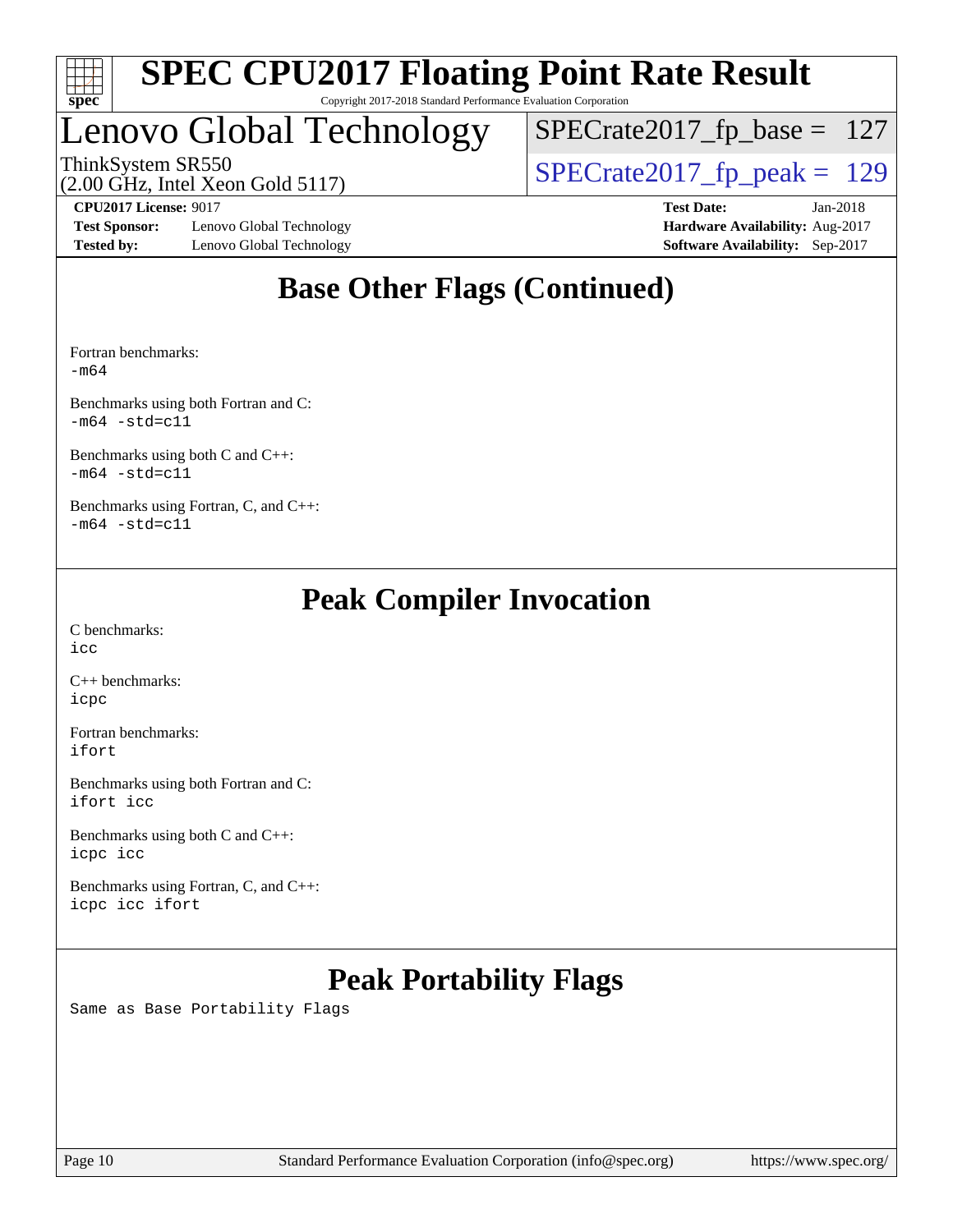## Base Other Flags (Continued)

Fortran benchmarks:
-m64

Benchmarks using both Fortran and C:
-m64 -std=c11

Benchmarks using both C and C++:
-m64 -std=c11

Benchmarks using Fortran, C, and C++:
-m64 -std=c11

## Peak Compiler Invocation

C benchmarks:
icc

C++ benchmarks:
icpc

Fortran benchmarks:
ifort

Benchmarks using both Fortran and C:
ifort icc

Benchmarks using both C and C++:
icpc icc

Benchmarks using Fortran, C, and C++:
icpc icc ifort

## Peak Portability Flags

Same as Base Portability Flags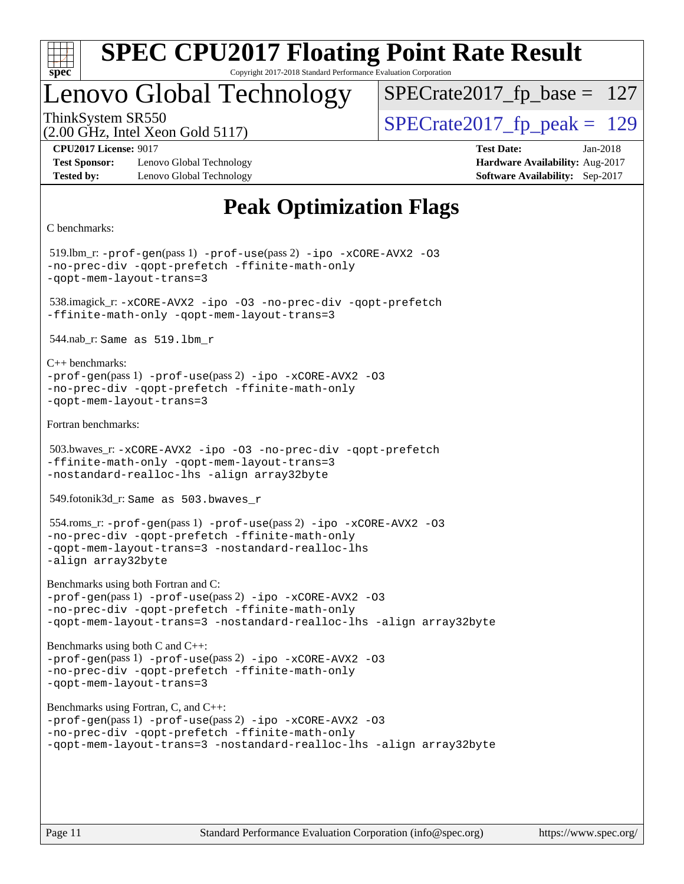# SPEC CPU2017 Floating Point Rate Result

Copyright 2017-2018 Standard Performance Evaluation Corporation

## Lenovo Global Technology

ThinkSystem SR550
(2.00 GHz, Intel Xeon Gold 5117)

SPECrate2017_fp_base = 127

SPECrate2017_fp_peak = 129

**CPU2017 License:** 9017
**Test Sponsor:** Lenovo Global Technology
**Tested by:** Lenovo Global Technology

**Test Date:** Jan-2018
**Hardware Availability:** Aug-2017
**Software Availability:** Sep-2017

# Peak Optimization Flags

C benchmarks:

519.lbm_r: -prof-gen(pass 1) -prof-use(pass 2) -ipo -xCORE-AVX2 -O3 -no-prec-div -qopt-prefetch -ffinite-math-only -qopt-mem-layout-trans=3

538.imagick_r: -xCORE-AVX2 -ipo -O3 -no-prec-div -qopt-prefetch -ffinite-math-only -qopt-mem-layout-trans=3

544.nab_r: Same as 519.lbm_r

C++ benchmarks:
-prof-gen(pass 1) -prof-use(pass 2) -ipo -xCORE-AVX2 -O3 -no-prec-div -qopt-prefetch -ffinite-math-only -qopt-mem-layout-trans=3

Fortran benchmarks:

503.bwaves_r: -xCORE-AVX2 -ipo -O3 -no-prec-div -qopt-prefetch -ffinite-math-only -qopt-mem-layout-trans=3 -nostandard-realloc-lhs -align array32byte

549.fotonik3d_r: Same as 503.bwaves_r

554.roms_r: -prof-gen(pass 1) -prof-use(pass 2) -ipo -xCORE-AVX2 -O3 -no-prec-div -qopt-prefetch -ffinite-math-only -qopt-mem-layout-trans=3 -nostandard-realloc-lhs -align array32byte

Benchmarks using both Fortran and C:
-prof-gen(pass 1) -prof-use(pass 2) -ipo -xCORE-AVX2 -O3 -no-prec-div -qopt-prefetch -ffinite-math-only -qopt-mem-layout-trans=3 -nostandard-realloc-lhs -align array32byte

Benchmarks using both C and C++:
-prof-gen(pass 1) -prof-use(pass 2) -ipo -xCORE-AVX2 -O3 -no-prec-div -qopt-prefetch -ffinite-math-only -qopt-mem-layout-trans=3

Benchmarks using Fortran, C, and C++:
-prof-gen(pass 1) -prof-use(pass 2) -ipo -xCORE-AVX2 -O3 -no-prec-div -qopt-prefetch -ffinite-math-only -qopt-mem-layout-trans=3 -nostandard-realloc-lhs -align array32byte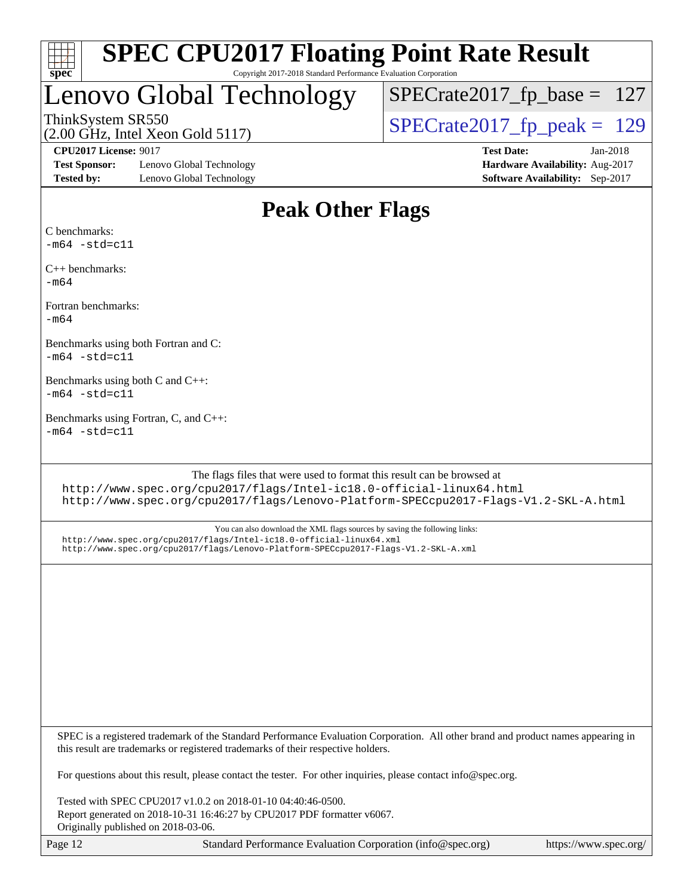# Peak Other Flags

C benchmarks:
`-m64 -std=c11`

C++ benchmarks:
`-m64`

Fortran benchmarks:
`-m64`

Benchmarks using both Fortran and C:
`-m64 -std=c11`

Benchmarks using both C and C++:
`-m64 -std=c11`

Benchmarks using Fortran, C, and C++:
`-m64 -std=c11`

The flags files that were used to format this result can be browsed at
http://www.spec.org/cpu2017/flags/Intel-ic18.0-official-linux64.html
http://www.spec.org/cpu2017/flags/Lenovo-Platform-SPECcpu2017-Flags-V1.2-SKL-A.html

You can also download the XML flags sources by saving the following links:
http://www.spec.org/cpu2017/flags/Intel-ic18.0-official-linux64.xml
http://www.spec.org/cpu2017/flags/Lenovo-Platform-SPECcpu2017-Flags-V1.2-SKL-A.xml

SPEC is a registered trademark of the Standard Performance Evaluation Corporation. All other brand and product names appearing in this result are trademarks or registered trademarks of their respective holders.

For questions about this result, please contact the tester. For other inquiries, please contact info@spec.org.

Tested with SPEC CPU2017 v1.0.2 on 2018-01-10 04:40:46-0500.
Report generated on 2018-10-31 16:46:27 by CPU2017 PDF formatter v6067.
Originally published on 2018-03-06.